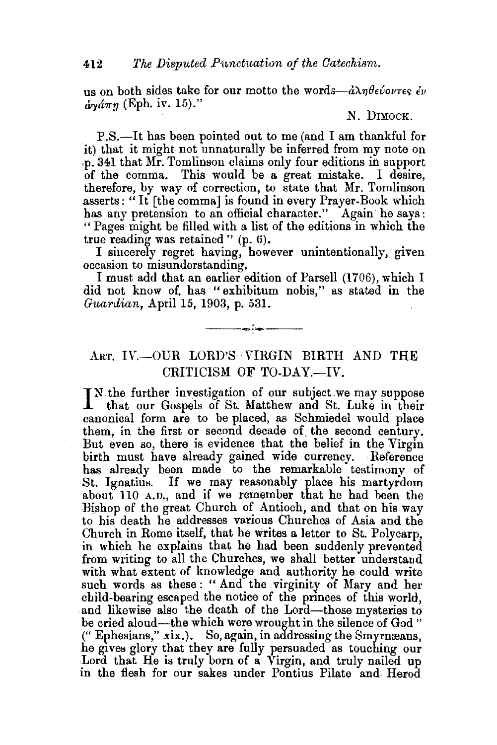us on both sides take for our motto the words—ἀληθεύοντες ἐν ἀγάπῃ (Eph. iv. 15)."

N. DIMOCK.

P.S.—It has been pointed out to me (and I am thankful for it) that it might not unnaturally be inferred from my note on p. 341 that Mr. Tomlinson claims only four editions in support of the comma. This would be a great mistake. I desire, therefore, by way of correction, to state that Mr. Tomlinson asserts: "It [the comma] is found in every Prayer-Book which has any pretension to an official character." Again he says: "Pages might be filled with a list of the editions in which the true reading was retained" (p. 6).

I sincerely regret having, however unintentionally, given occasion to misunderstanding.

I must add that an earlier edition of Parsell (1706), which I did not know of, has "exhibitum nobis," as stated in the *Guardian*, April 15, 1903, p. 531.

---

## ART. IV.—OUR LORD'S VIRGIN BIRTH AND THE CRITICISM OF TO-DAY.—IV.

IN the further investigation of our subject we may suppose that our Gospels of St. Matthew and St. Luke in their canonical form are to be placed, as Schmiedel would place them, in the first or second decade of the second century. But even so, there is evidence that the belief in the Virgin birth must have already gained wide currency. Reference has already been made to the remarkable testimony of St. Ignatius. If we may reasonably place his martyrdom about 110 A.D., and if we remember that he had been the Bishop of the great Church of Antioch, and that on his way to his death he addresses various Churches of Asia and the Church in Rome itself, that he writes a letter to St. Polycarp, in which he explains that he had been suddenly prevented from writing to all the Churches, we shall better understand with what extent of knowledge and authority he could write such words as these: "And the virginity of Mary and her child-bearing escaped the notice of the princes of this world, and likewise also the death of the Lord—those mysteries to be cried aloud—the which were wrought in the silence of God" ("Ephesians," xix.). So, again, in addressing the Smyrnæans, he gives glory that they are fully persuaded as touching our Lord that He is truly born of a Virgin, and truly nailed up in the flesh for our sakes under Pontius Pilate and Herod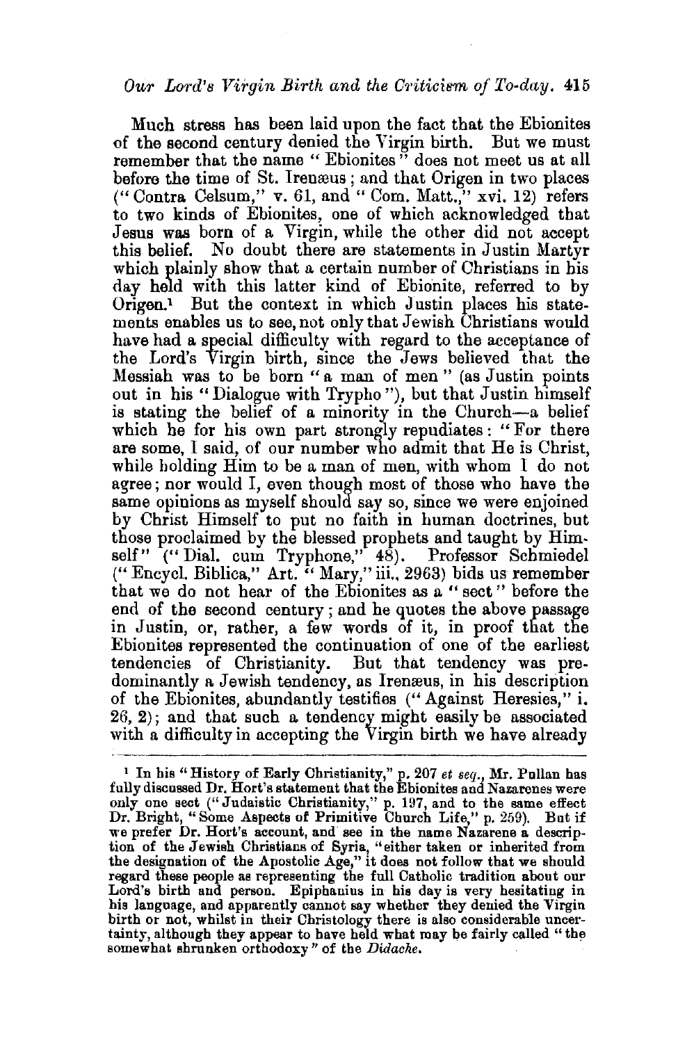Much stress has been laid upon the fact that the Ebionites of the second century denied the Virgin birth. But we must remember that the name "Ebionites" does not meet us at all before the time of St. Irenæus; and that Origen in two places ("Contra Celsum," v. 61, and "Com. Matt.," xvi. 12) refers to two kinds of Ebionites, one of which acknowledged that Jesus was born of a Virgin, while the other did not accept this belief. No doubt there are statements in Justin Martyr which plainly show that a certain number of Christians in his day held with this latter kind of Ebionite, referred to by Origen.[1] But the context in which Justin places his statements enables us to see, not only that Jewish Christians would have had a special difficulty with regard to the acceptance of the Lord's Virgin birth, since the Jews believed that the Messiah was to be born "a man of men" (as Justin points out in his "Dialogue with Trypho"), but that Justin himself is stating the belief of a minority in the Church—a belief which he for his own part strongly repudiates: "For there are some, I said, of our number who admit that He is Christ, while holding Him to be a man of men, with whom I do not agree; nor would I, even though most of those who have the same opinions as myself should say so, since we were enjoined by Christ Himself to put no faith in human doctrines, but those proclaimed by the blessed prophets and taught by Himself" ("Dial. cum Tryphone," 48). Professor Schmiedel ("Encycl. Biblica," Art. "Mary," iii., 2963) bids us remember that we do not hear of the Ebionites as a "sect" before the end of the second century; and he quotes the above passage in Justin, or, rather, a few words of it, in proof that the Ebionites represented the continuation of one of the earliest tendencies of Christianity. But that tendency was predominantly a Jewish tendency, as Irenæus, in his description of the Ebionites, abundantly testifies ("Against Heresies," i. 26, 2); and that such a tendency might easily be associated with a difficulty in accepting the Virgin birth we have already

---

[1] In his "History of Early Christianity," p. 207 *et seq.*, Mr. Pullan has fully discussed Dr. Hort's statement that the Ebionites and Nazarenes were only one sect ("Judaistic Christianity," p. 197, and to the same effect Dr. Bright, "Some Aspects of Primitive Church Life," p. 259). But if we prefer Dr. Hort's account, and see in the name Nazarene a description of the Jewish Christians of Syria, "either taken or inherited from the designation of the Apostolic Age," it does not follow that we should regard these people as representing the full Catholic tradition about our Lord's birth and person. Epiphanius in his day is very hesitating in his language, and apparently cannot say whether they denied the Virgin birth or not, whilst in their Christology there is also considerable uncertainty, although they appear to have held what may be fairly called "the somewhat shrunken orthodoxy" of the *Didache*.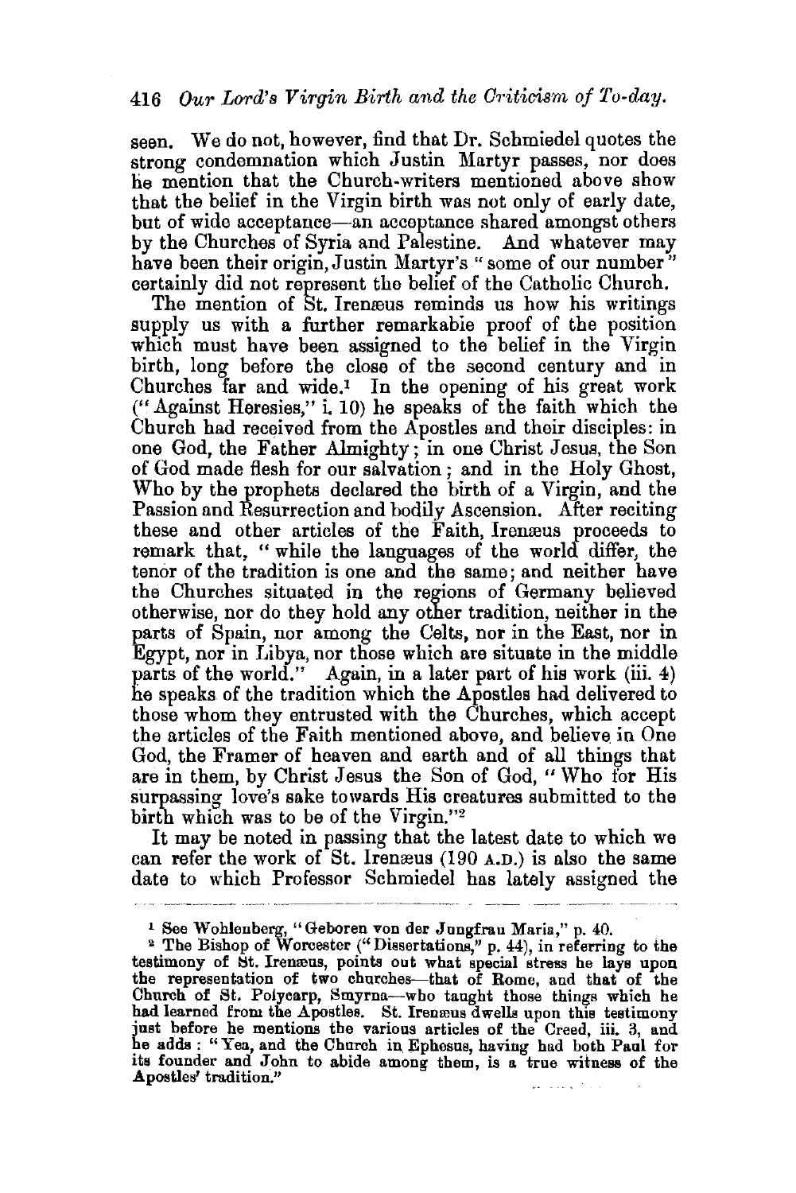seen. We do not, however, find that Dr. Schmiedel quotes the strong condemnation which Justin Martyr passes, nor does he mention that the Church-writers mentioned above show that the belief in the Virgin birth was not only of early date, but of wide acceptance—an acceptance shared amongst others by the Churches of Syria and Palestine. And whatever may have been their origin, Justin Martyr's "some of our number" certainly did not represent the belief of the Catholic Church.

The mention of St. Irenæus reminds us how his writings supply us with a further remarkable proof of the position which must have been assigned to the belief in the Virgin birth, long before the close of the second century and in Churches far and wide.[1] In the opening of his great work ("Against Heresies," i. 10) he speaks of the faith which the Church had received from the Apostles and their disciples: in one God, the Father Almighty; in one Christ Jesus, the Son of God made flesh for our salvation; and in the Holy Ghost, Who by the prophets declared the birth of a Virgin, and the Passion and Resurrection and bodily Ascension. After reciting these and other articles of the Faith, Irenæus proceeds to remark that, "while the languages of the world differ, the tenor of the tradition is one and the same; and neither have the Churches situated in the regions of Germany believed otherwise, nor do they hold any other tradition, neither in the parts of Spain, nor among the Celts, nor in the East, nor in Egypt, nor in Libya, nor those which are situate in the middle parts of the world." Again, in a later part of his work (iii. 4) he speaks of the tradition which the Apostles had delivered to those whom they entrusted with the Churches, which accept the articles of the Faith mentioned above, and believe in One God, the Framer of heaven and earth and of all things that are in them, by Christ Jesus the Son of God, "Who for His surpassing love's sake towards His creatures submitted to the birth which was to be of the Virgin."[2]

It may be noted in passing that the latest date to which we can refer the work of St. Irenæus (190 A.D.) is also the same date to which Professor Schmiedel has lately assigned the

---

[1] See Wohlenberg, "Geboren von der Jungfrau Maria," p. 40.

[2] The Bishop of Worcester ("Dissertations," p. 44), in referring to the testimony of St. Irenæus, points out what special stress he lays upon the representation of two churches—that of Rome, and that of the Church of St. Polycarp, Smyrna—who taught those things which he had learned from the Apostles. St. Irenæus dwells upon this testimony just before he mentions the various articles of the Creed, iii. 3, and he adds: "Yea, and the Church in Ephesus, having had both Paul for its founder and John to abide among them, is a true witness of the Apostles' tradition."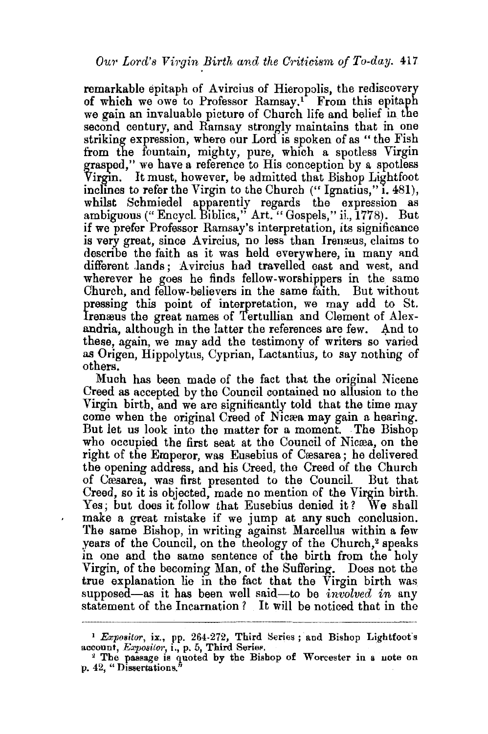remarkable epitaph of Avircius of Hieropolis, the rediscovery of which we owe to Professor Ramsay.[1] From this epitaph we gain an invaluable picture of Church life and belief in the second century, and Ramsay strongly maintains that in one striking expression, where our Lord is spoken of as "the Fish from the fountain, mighty, pure, which a spotless Virgin grasped," we have a reference to His conception by a spotless Virgin. It must, however, be admitted that Bishop Lightfoot inclines to refer the Virgin to the Church ("Ignatius," i. 481), whilst Schmiedel apparently regards the expression as ambiguous ("Encycl. Biblica," Art. "Gospels," ii., 1778). But if we prefer Professor Ramsay's interpretation, its significance is very great, since Avircius, no less than Irenæus, claims to describe the faith as it was held everywhere, in many and different lands; Avircius had travelled east and west, and wherever he goes he finds fellow-worshippers in the same Church, and fellow-believers in the same faith. But without pressing this point of interpretation, we may add to St. Irenæus the great names of Tertullian and Clement of Alexandria, although in the latter the references are few. And to these, again, we may add the testimony of writers so varied as Origen, Hippolytus, Cyprian, Lactantius, to say nothing of others.

Much has been made of the fact that the original Nicene Creed as accepted by the Council contained no allusion to the Virgin birth, and we are significantly told that the time may come when the original Creed of Nicæa may gain a hearing. But let us look into the matter for a moment. The Bishop who occupied the first seat at the Council of Nicæa, on the right of the Emperor, was Eusebius of Cæsarea; he delivered the opening address, and his Creed, the Creed of the Church of Cæsarea, was first presented to the Council. But that Creed, so it is objected, made no mention of the Virgin birth. Yes; but does it follow that Eusebius denied it? We shall make a great mistake if we jump at any such conclusion. The same Bishop, in writing against Marcellus within a few years of the Council, on the theology of the Church,[2] speaks in one and the same sentence of the birth from the holy Virgin, of the becoming Man, of the Suffering. Does not the true explanation lie in the fact that the Virgin birth was supposed—as it has been well said—to be *involved in* any statement of the Incarnation? It will be noticed that in the

---

[1] *Expositor*, ix., pp. 264-272, Third Series; and Bishop Lightfoot's account, *Expositor*, i., p. 5, Third Series.

[2] The passage is quoted by the Bishop of Worcester in a note on p. 42, "Dissertations."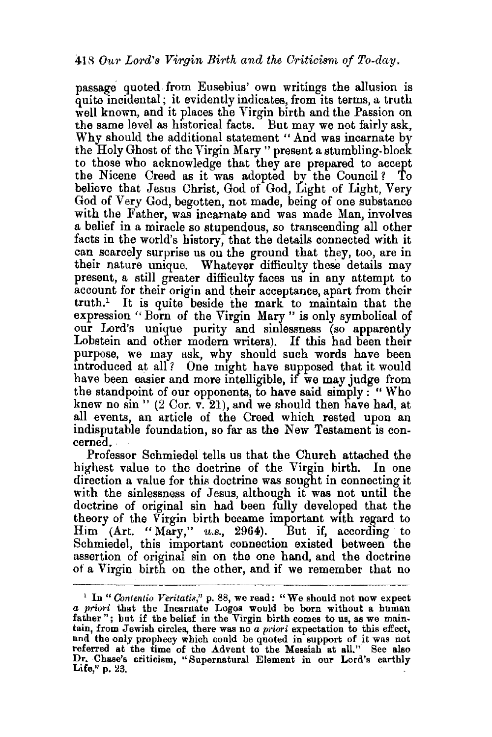passage quoted from Eusebius' own writings the allusion is quite incidental; it evidently indicates, from its terms, a truth well known, and it places the Virgin birth and the Passion on the same level as historical facts. But may we not fairly ask, Why should the additional statement "And was incarnate by the Holy Ghost of the Virgin Mary" present a stumbling-block to those who acknowledge that they are prepared to accept the Nicene Creed as it was adopted by the Council? To believe that Jesus Christ, God of God, Light of Light, Very God of Very God, begotten, not made, being of one substance with the Father, was incarnate and was made Man, involves a belief in a miracle so stupendous, so transcending all other facts in the world's history, that the details connected with it can scarcely surprise us on the ground that they, too, are in their nature unique. Whatever difficulty these details may present, a still greater difficulty faces us in any attempt to account for their origin and their acceptance, apart from their truth.[1] It is quite beside the mark to maintain that the expression "Born of the Virgin Mary" is only symbolical of our Lord's unique purity and sinlessness (so apparently Lobstein and other modern writers). If this had been their purpose, we may ask, why should such words have been introduced at all? One might have supposed that it would have been easier and more intelligible, if we may judge from the standpoint of our opponents, to have said simply: "Who knew no sin" (2 Cor. v. 21), and we should then have had, at all events, an article of the Creed which rested upon an indisputable foundation, so far as the New Testament is concerned.

Professor Schmiedel tells us that the Church attached the highest value to the doctrine of the Virgin birth. In one direction a value for this doctrine was sought in connecting it with the sinlessness of Jesus, although it was not until the doctrine of original sin had been fully developed that the theory of the Virgin birth became important with regard to Him (Art. "Mary," *u.s.*, 2964). But if, according to Schmiedel, this important connection existed between the assertion of original sin on the one hand, and the doctrine of a Virgin birth on the other, and if we remember that no

---

[1] In "*Contentio Veritatis*," p. 88, we read: "We should not now expect *a priori* that the Incarnate Logos would be born without a human father"; but if the belief in the Virgin birth comes to us, as we maintain, from Jewish circles, there was no *a priori* expectation to this effect, and the only prophecy which could be quoted in support of it was not referred at the time of the Advent to the Messiah at all." See also Dr. Chase's criticism, "Supernatural Element in our Lord's earthly Life," p. 23.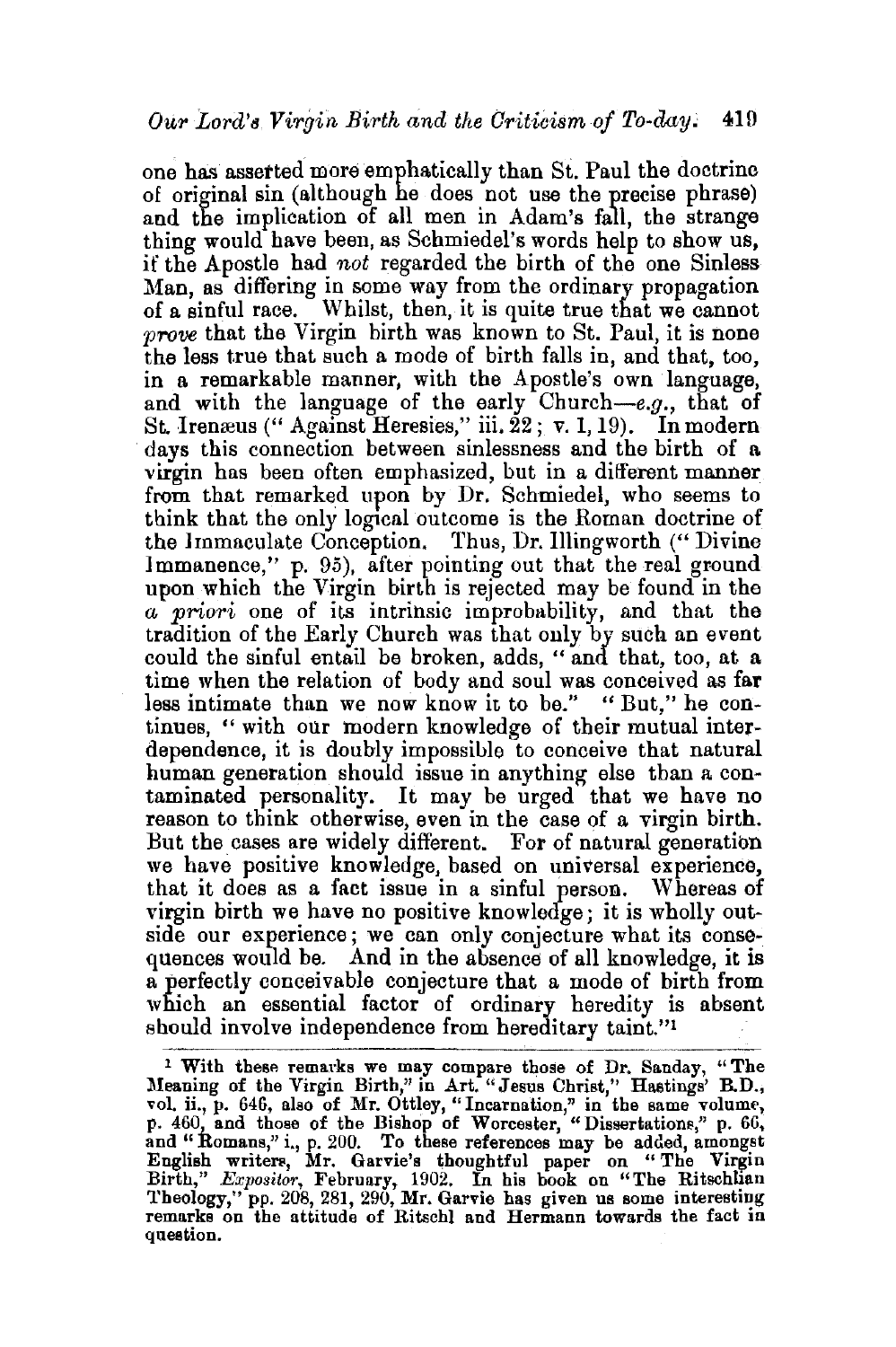one has asserted more emphatically than St. Paul the doctrine of original sin (although he does not use the precise phrase) and the implication of all men in Adam's fall, the strange thing would have been, as Schmiedel's words help to show us, if the Apostle had *not* regarded the birth of the one Sinless Man, as differing in some way from the ordinary propagation of a sinful race. Whilst, then, it is quite true that we cannot *prove* that the Virgin birth was known to St. Paul, it is none the less true that such a mode of birth falls in, and that, too, in a remarkable manner, with the Apostle's own language, and with the language of the early Church—*e.g.*, that of St. Irenæus ("Against Heresies," iii. 22; v. 1, 19). In modern days this connection between sinlessness and the birth of a virgin has been often emphasized, but in a different manner from that remarked upon by Dr. Schmiedel, who seems to think that the only logical outcome is the Roman doctrine of the Immaculate Conception. Thus, Dr. Illingworth ("Divine Immanence," p. 95), after pointing out that the real ground upon which the Virgin birth is rejected may be found in the *a priori* one of its intrinsic improbability, and that the tradition of the Early Church was that only by such an event could the sinful entail be broken, adds, "and that, too, at a time when the relation of body and soul was conceived as far less intimate than we now know it to be." "But," he continues, "with our modern knowledge of their mutual interdependence, it is doubly impossible to conceive that natural human generation should issue in anything else than a contaminated personality. It may be urged that we have no reason to think otherwise, even in the case of a virgin birth. But the cases are widely different. For of natural generation we have positive knowledge, based on universal experience, that it does as a fact issue in a sinful person. Whereas of virgin birth we have no positive knowledge; it is wholly outside our experience; we can only conjecture what its consequences would be. And in the absence of all knowledge, it is a perfectly conceivable conjecture that a mode of birth from which an essential factor of ordinary heredity is absent should involve independence from hereditary taint."[1]

---

[1] With these remarks we may compare those of Dr. Sanday, "The Meaning of the Virgin Birth," in Art. "Jesus Christ," Hastings' B.D., vol. ii., p. 646, also of Mr. Ottley, "Incarnation," in the same volume, p. 460, and those of the Bishop of Worcester, "Dissertations," p. 66, and "Romans," i., p. 200. To these references may be added, amongst English writers, Mr. Garvie's thoughtful paper on "The Virgin Birth," *Expositor*, February, 1902. In his book on "The Ritschlian Theology," pp. 208, 281, 290, Mr. Garvie has given us some interesting remarks on the attitude of Ritschl and Hermann towards the fact in question.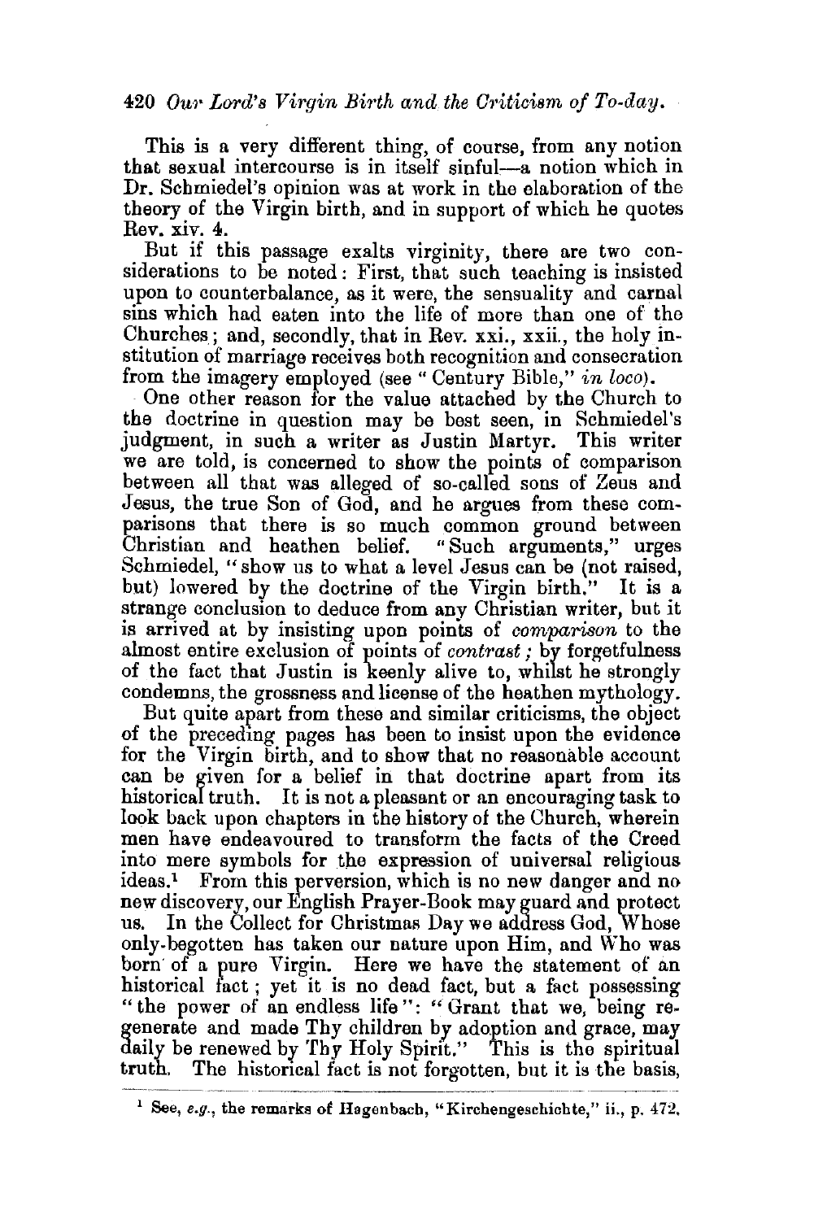This is a very different thing, of course, from any notion that sexual intercourse is in itself sinful—a notion which in Dr. Schmiedel's opinion was at work in the elaboration of the theory of the Virgin birth, and in support of which he quotes Rev. xiv. 4.

But if this passage exalts virginity, there are two considerations to be noted: First, that such teaching is insisted upon to counterbalance, as it were, the sensuality and carnal sins which had eaten into the life of more than one of the Churches; and, secondly, that in Rev. xxi., xxii., the holy institution of marriage receives both recognition and consecration from the imagery employed (see "Century Bible," *in loco*).

One other reason for the value attached by the Church to the doctrine in question may be best seen, in Schmiedel's judgment, in such a writer as Justin Martyr. This writer we are told, is concerned to show the points of comparison between all that was alleged of so-called sons of Zeus and Jesus, the true Son of God, and he argues from these comparisons that there is so much common ground between Christian and heathen belief. "Such arguments," urges Schmiedel, "show us to what a level Jesus can be (not raised, but) lowered by the doctrine of the Virgin birth." It is a strange conclusion to deduce from any Christian writer, but it is arrived at by insisting upon points of *comparison* to the almost entire exclusion of points of *contrast*; by forgetfulness of the fact that Justin is keenly alive to, whilst he strongly condemns, the grossness and license of the heathen mythology.

But quite apart from these and similar criticisms, the object of the preceding pages has been to insist upon the evidence for the Virgin birth, and to show that no reasonable account can be given for a belief in that doctrine apart from its historical truth. It is not a pleasant or an encouraging task to look back upon chapters in the history of the Church, wherein men have endeavoured to transform the facts of the Creed into mere symbols for the expression of universal religious ideas.[1] From this perversion, which is no new danger and no new discovery, our English Prayer-Book may guard and protect us. In the Collect for Christmas Day we address God, Whose only-begotten has taken our nature upon Him, and Who was born of a pure Virgin. Here we have the statement of an historical fact; yet it is no dead fact, but a fact possessing "the power of an endless life": "Grant that we, being regenerate and made Thy children by adoption and grace, may daily be renewed by Thy Holy Spirit." This is the spiritual truth. The historical fact is not forgotten, but it is the basis,

[1] See, *e.g.*, the remarks of Hagenbach, "Kirchengeschichte," ii., p. 472.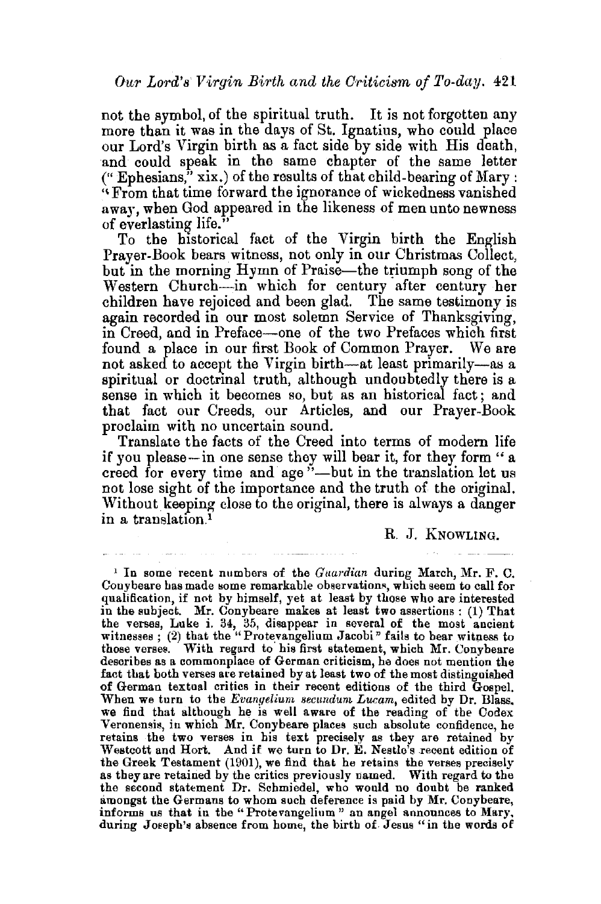not the symbol, of the spiritual truth. It is not forgotten any more than it was in the days of St. Ignatius, who could place our Lord's Virgin birth as a fact side by side with His death, and could speak in the same chapter of the same letter ("Ephesians," xix.) of the results of that child-bearing of Mary: "From that time forward the ignorance of wickedness vanished away, when God appeared in the likeness of men unto newness of everlasting life."

To the historical fact of the Virgin birth the English Prayer-Book bears witness, not only in our Christmas Collect, but in the morning Hymn of Praise—the triumph song of the Western Church—in which for century after century her children have rejoiced and been glad. The same testimony is again recorded in our most solemn Service of Thanksgiving, in Creed, and in Preface—one of the two Prefaces which first found a place in our first Book of Common Prayer. We are not asked to accept the Virgin birth—at least primarily—as a spiritual or doctrinal truth, although undoubtedly there is a sense in which it becomes so, but as an historical fact; and that fact our Creeds, our Articles, and our Prayer-Book proclaim with no uncertain sound.

Translate the facts of the Creed into terms of modern life if you please—in one sense they will bear it, for they form "a creed for every time and age"—but in the translation let us not lose sight of the importance and the truth of the original. Without keeping close to the original, there is always a danger in a translation.[1]

R. J. KNOWLING.

---

[1] In some recent numbers of the *Guardian* during March, Mr. F. C. Conybeare has made some remarkable observations, which seem to call for qualification, if not by himself, yet at least by those who are interested in the subject. Mr. Conybeare makes at least two assertions: (1) That the verses, Luke i. 34, 35, disappear in several of the most ancient witnesses; (2) that the "Protevangelium Jacobi" fails to bear witness to those verses. With regard to his first statement, which Mr. Conybeare describes as a commonplace of German criticism, he does not mention the fact that both verses are retained by at least two of the most distinguished of German textual critics in their recent editions of the third Gospel. When we turn to the *Evangelium secundum Lucam*, edited by Dr. Blass, we find that although he is well aware of the reading of the Codex Veronensis, in which Mr. Conybeare places such absolute confidence, he retains the two verses in his text precisely as they are retained by Westcott and Hort. And if we turn to Dr. E. Nestle's recent edition of the Greek Testament (1901), we find that he retains the verses precisely as they are retained by the critics previously named. With regard to the the second statement Dr. Schmiedel, who would no doubt be ranked amongst the Germans to whom such deference is paid by Mr. Conybeare, informs us that in the "Protevangelium" an angel announces to Mary, during Joseph's absence from home, the birth of Jesus "in the words of